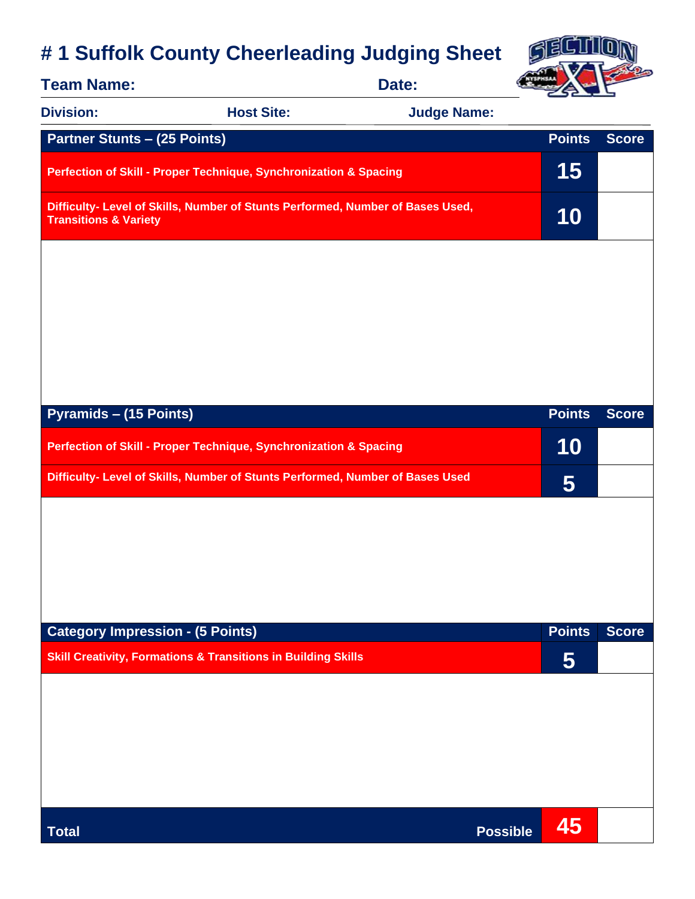# # 1 Suffolk County Cheerleading Judging Sheet

**Team Name:** **Date:**

**Division:** **Host Site:** **Judge Name:**

| Partner Stunts – (25 Points) | Points | Score |
|---|---|---|
| Perfection of Skill - Proper Technique, Synchronization & Spacing | 15 | |
| Difficulty- Level of Skills, Number of Stunts Performed, Number of Bases Used, Transitions & Variety | 10 | |

| Pyramids – (15 Points) | Points | Score |
|---|---|---|
| Perfection of Skill - Proper Technique, Synchronization & Spacing | 10 | |
| Difficulty- Level of Skills, Number of Stunts Performed, Number of Bases Used | 5 | |

| Category Impression - (5 Points) | Points | Score |
|---|---|---|
| Skill Creativity, Formations & Transitions in Building Skills | 5 | |

| Total | Possible | 45 | |
|---|---|---|---|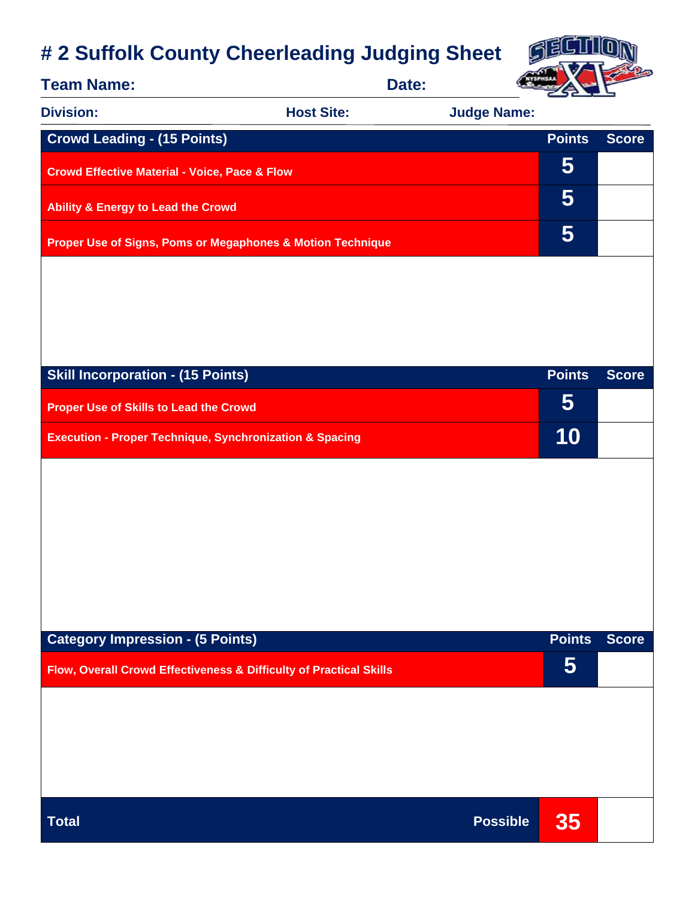# # 2 Suffolk County Cheerleading Judging Sheet

**Team Name:** **Date:**

**Division:** **Host Site:** **Judge Name:**

| Crowd Leading - (15 Points) | Points | Score |
|---|---|---|
| Crowd Effective Material - Voice, Pace & Flow | 5 | |
| Ability & Energy to Lead the Crowd | 5 | |
| Proper Use of Signs, Poms or Megaphones & Motion Technique | 5 | |

| Skill Incorporation - (15 Points) | Points | Score |
|---|---|---|
| Proper Use of Skills to Lead the Crowd | 5 | |
| Execution - Proper Technique, Synchronization & Spacing | 10 | |

| Category Impression - (5 Points) | Points | Score |
|---|---|---|
| Flow, Overall Crowd Effectiveness & Difficulty of Practical Skills | 5 | |

| Total | Possible | 35 | |
|---|---|---|---|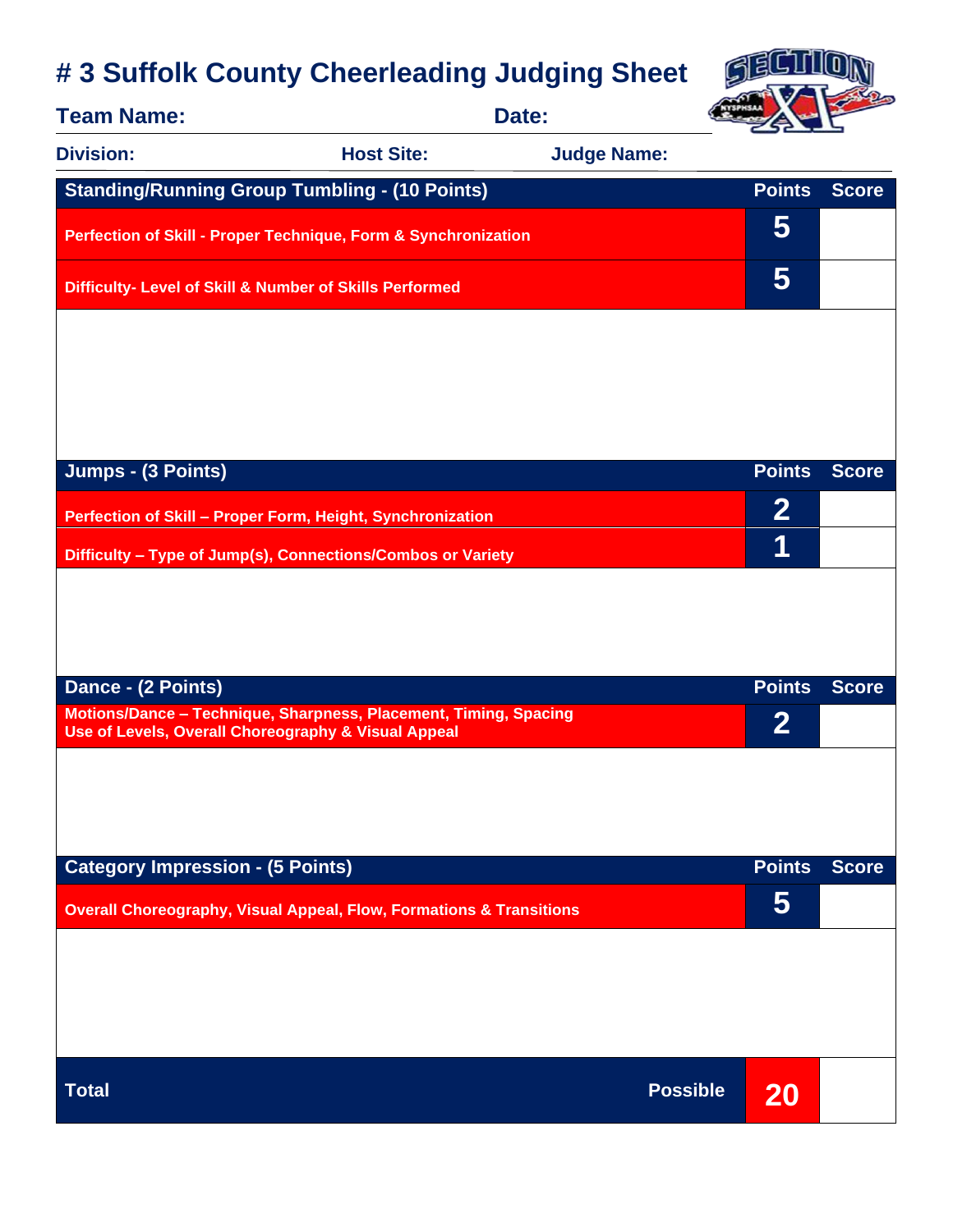# # 3 Suffolk County Cheerleading Judging Sheet

**Team Name:** **Date:**

**Division:** **Host Site:** **Judge Name:**

| Standing/Running Group Tumbling - (10 Points) | Points | Score |
|---|---|---|
| Perfection of Skill - Proper Technique, Form & Synchronization | 5 | |
| Difficulty- Level of Skill & Number of Skills Performed | 5 | |

| Jumps - (3 Points) | Points | Score |
|---|---|---|
| Perfection of Skill – Proper Form, Height, Synchronization | 2 | |
| Difficulty – Type of Jump(s), Connections/Combos or Variety | 1 | |

| Dance - (2 Points) | Points | Score |
|---|---|---|
| Motions/Dance – Technique, Sharpness, Placement, Timing, Spacing Use of Levels, Overall Choreography & Visual Appeal | 2 | |

| Category Impression - (5 Points) | Points | Score |
|---|---|---|
| Overall Choreography, Visual Appeal, Flow, Formations & Transitions | 5 | |

| Total | Possible | |
|---|---|---|
| | 20 | |